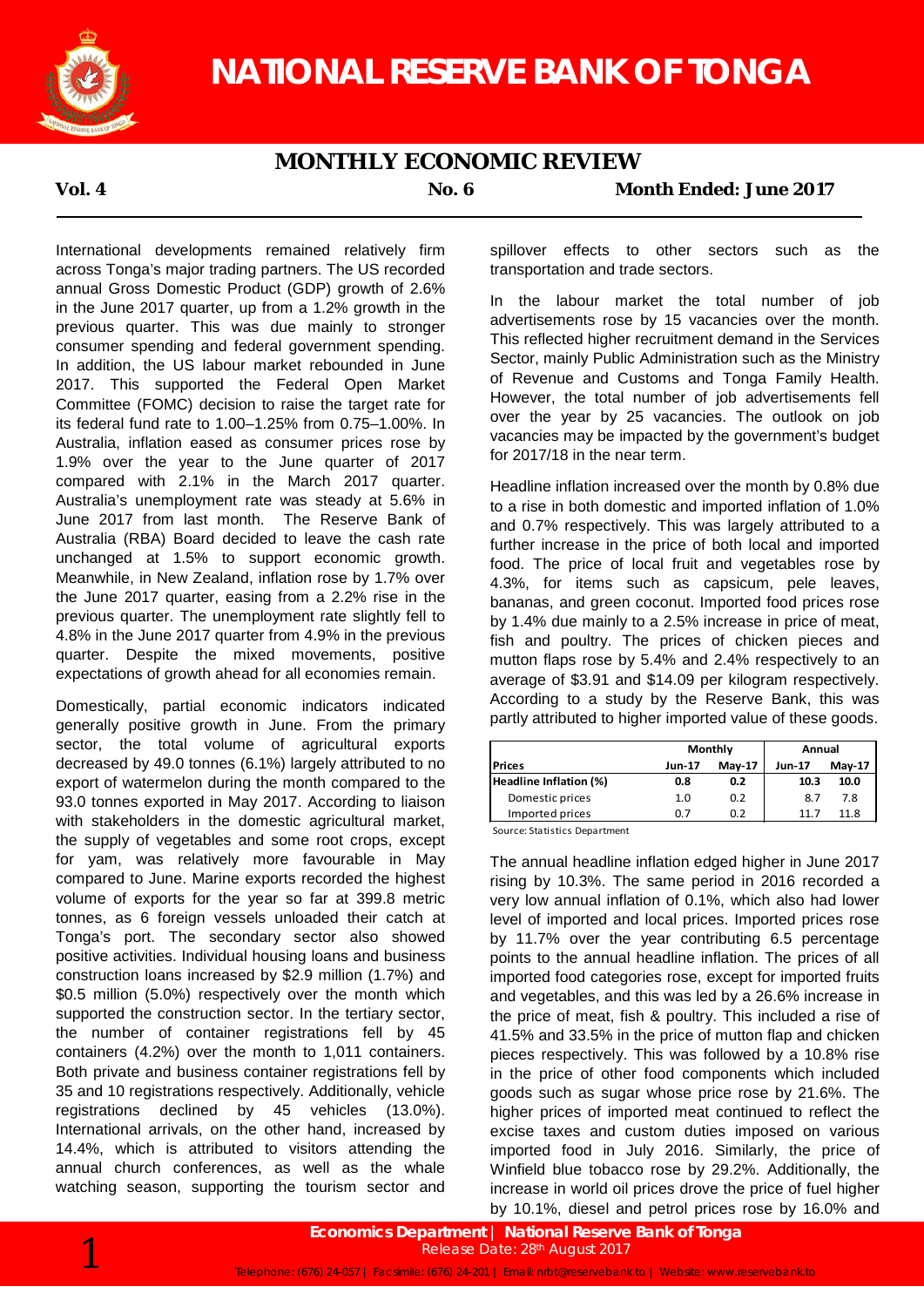# NATIONAL RESERVE BANK OF TONGA

## MONTHLY ECONOMIC REVIEW

**Vol. 4** **No. 6** **Month Ended: June 2017**

International developments remained relatively firm across Tonga's major trading partners. The US recorded annual Gross Domestic Product (GDP) growth of 2.6% in the June 2017 quarter, up from a 1.2% growth in the previous quarter. This was due mainly to stronger consumer spending and federal government spending. In addition, the US labour market rebounded in June 2017. This supported the Federal Open Market Committee (FOMC) decision to raise the target rate for its federal fund rate to 1.00–1.25% from 0.75–1.00%. In Australia, inflation eased as consumer prices rose by 1.9% over the year to the June quarter of 2017 compared with 2.1% in the March 2017 quarter. Australia's unemployment rate was steady at 5.6% in June 2017 from last month. The Reserve Bank of Australia (RBA) Board decided to leave the cash rate unchanged at 1.5% to support economic growth. Meanwhile, in New Zealand, inflation rose by 1.7% over the June 2017 quarter, easing from a 2.2% rise in the previous quarter. The unemployment rate slightly fell to 4.8% in the June 2017 quarter from 4.9% in the previous quarter. Despite the mixed movements, positive expectations of growth ahead for all economies remain.

Domestically, partial economic indicators indicated generally positive growth in June. From the primary sector, the total volume of agricultural exports decreased by 49.0 tonnes (6.1%) largely attributed to no export of watermelon during the month compared to the 93.0 tonnes exported in May 2017. According to liaison with stakeholders in the domestic agricultural market, the supply of vegetables and some root crops, except for yam, was relatively more favourable in May compared to June. Marine exports recorded the highest volume of exports for the year so far at 399.8 metric tonnes, as 6 foreign vessels unloaded their catch at Tonga's port. The secondary sector also showed positive activities. Individual housing loans and business construction loans increased by $2.9 million (1.7%) and $0.5 million (5.0%) respectively over the month which supported the construction sector. In the tertiary sector, the number of container registrations fell by 45 containers (4.2%) over the month to 1,011 containers. Both private and business container registrations fell by 35 and 10 registrations respectively. Additionally, vehicle registrations declined by 45 vehicles (13.0%). International arrivals, on the other hand, increased by 14.4%, which is attributed to visitors attending the annual church conferences, as well as the whale watching season, supporting the tourism sector and spillover effects to other sectors such as the transportation and trade sectors.

In the labour market the total number of job advertisements rose by 15 vacancies over the month. This reflected higher recruitment demand in the Services Sector, mainly Public Administration such as the Ministry of Revenue and Customs and Tonga Family Health. However, the total number of job advertisements fell over the year by 25 vacancies. The outlook on job vacancies may be impacted by the government's budget for 2017/18 in the near term.

Headline inflation increased over the month by 0.8% due to a rise in both domestic and imported inflation of 1.0% and 0.7% respectively. This was largely attributed to a further increase in the price of both local and imported food. The price of local fruit and vegetables rose by 4.3%, for items such as capsicum, pele leaves, bananas, and green coconut. Imported food prices rose by 1.4% due mainly to a 2.5% increase in price of meat, fish and poultry. The prices of chicken pieces and mutton flaps rose by 5.4% and 2.4% respectively to an average of $3.91 and $14.09 per kilogram respectively. According to a study by the Reserve Bank, this was partly attributed to higher imported value of these goods.

| | Monthly | | Annual | |
|---|---|---|---|---|
| **Prices** | **Jun-17** | **May-17** | **Jun-17** | **May-17** |
| **Headline Inflation (%)** | **0.8** | **0.2** | **10.3** | **10.0** |
| Domestic prices | 1.0 | 0.2 | 8.7 | 7.8 |
| Imported prices | 0.7 | 0.2 | 11.7 | 11.8 |

Source: Statistics Department

The annual headline inflation edged higher in June 2017 rising by 10.3%. The same period in 2016 recorded a very low annual inflation of 0.1%, which also had lower level of imported and local prices. Imported prices rose by 11.7% over the year contributing 6.5 percentage points to the annual headline inflation. The prices of all imported food categories rose, except for imported fruits and vegetables, and this was led by a 26.6% increase in the price of meat, fish & poultry. This included a rise of 41.5% and 33.5% in the price of mutton flap and chicken pieces respectively. This was followed by a 10.8% rise in the price of other food components which included goods such as sugar whose price rose by 21.6%. The higher prices of imported meat continued to reflect the excise taxes and custom duties imposed on various imported food in July 2016. Similarly, the price of Winfield blue tobacco rose by 29.2%. Additionally, the increase in world oil prices drove the price of fuel higher by 10.1%, diesel and petrol prices rose by 16.0% and

**Economics Department | National Reserve Bank of Tonga**
Release Date: 28th August 2017
Telephone: (676) 24-057 | Facsimile: (676) 24-201 | Email: nrbt@reservebank.to | Website: www.reservebank.to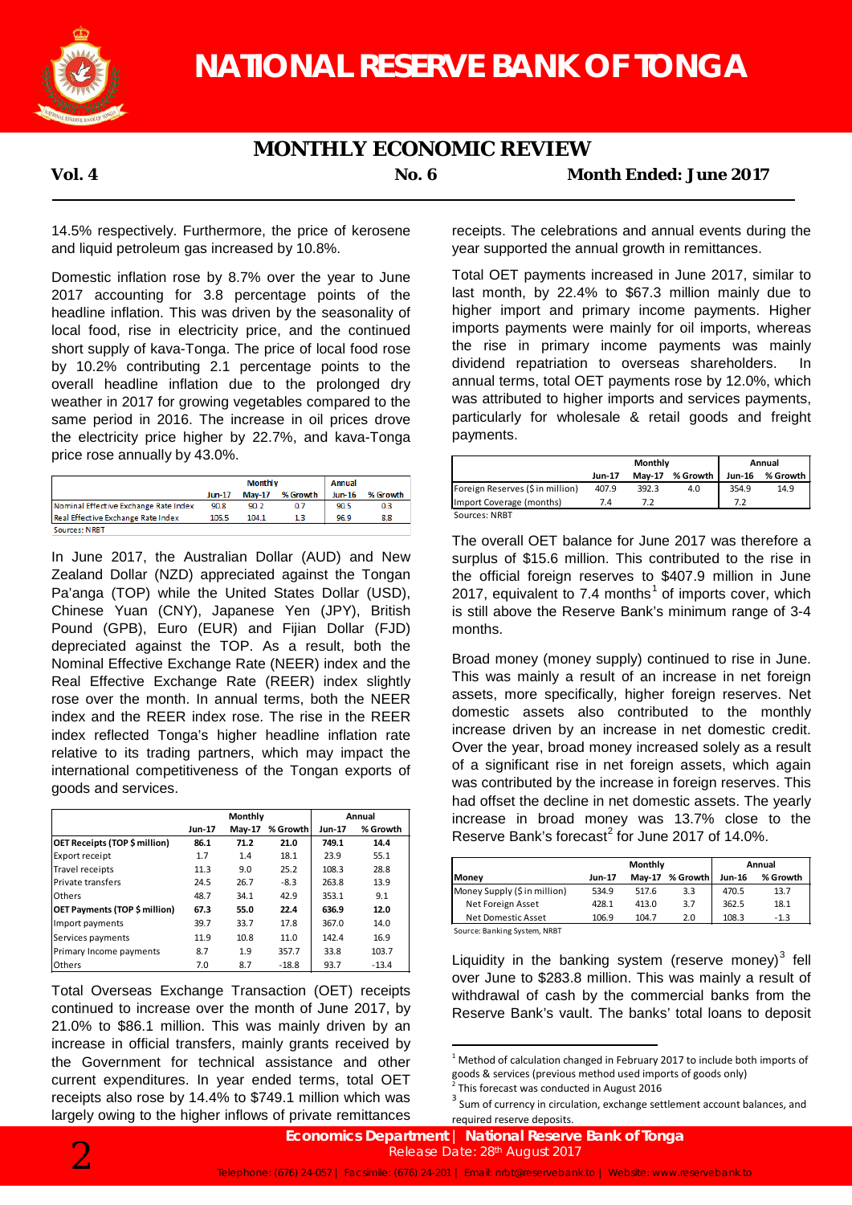14.5% respectively. Furthermore, the price of kerosene and liquid petroleum gas increased by 10.8%.

Domestic inflation rose by 8.7% over the year to June 2017 accounting for 3.8 percentage points of the headline inflation. This was driven by the seasonality of local food, rise in electricity price, and the continued short supply of kava-Tonga. The price of local food rose by 10.2% contributing 2.1 percentage points to the overall headline inflation due to the prolonged dry weather in 2017 for growing vegetables compared to the same period in 2016. The increase in oil prices drove the electricity price higher by 22.7%, and kava-Tonga price rose annually by 43.0%.

| | Monthly | | | Annual | |
|---|---|---|---|---|---|
| | Jun-17 | May-17 | % Growth | Jun-16 | % Growth |
| Nominal Effective Exchange Rate Index | 90.8 | 90.2 | 0.7 | 90.5 | 0.3 |
| Real Effective Exchange Rate Index | 105.5 | 104.1 | 1.3 | 96.9 | 8.8 |

Sources: NRBT

In June 2017, the Australian Dollar (AUD) and New Zealand Dollar (NZD) appreciated against the Tongan Pa'anga (TOP) while the United States Dollar (USD), Chinese Yuan (CNY), Japanese Yen (JPY), British Pound (GPB), Euro (EUR) and Fijian Dollar (FJD) depreciated against the TOP. As a result, both the Nominal Effective Exchange Rate (NEER) index and the Real Effective Exchange Rate (REER) index slightly rose over the month. In annual terms, both the NEER index and the REER index rose. The rise in the REER index reflected Tonga's higher headline inflation rate relative to its trading partners, which may impact the international competitiveness of the Tongan exports of goods and services.

| | Monthly | | | Annual | |
|---|---|---|---|---|---|
| | Jun-17 | May-17 | % Growth | Jun-17 | % Growth |
| **OET Receipts (TOP $ million)** | **86.1** | **71.2** | **21.0** | **749.1** | **14.4** |
| Export receipt | 1.7 | 1.4 | 18.1 | 23.9 | 55.1 |
| Travel receipts | 11.3 | 9.0 | 25.2 | 108.3 | 28.8 |
| Private transfers | 24.5 | 26.7 | -8.3 | 263.8 | 13.9 |
| Others | 48.7 | 34.1 | 42.9 | 353.1 | 9.1 |
| **OET Payments (TOP $ million)** | **67.3** | **55.0** | **22.4** | **636.9** | **12.0** |
| Import payments | 39.7 | 33.7 | 17.8 | 367.0 | 14.0 |
| Services payments | 11.9 | 10.8 | 11.0 | 142.4 | 16.9 |
| Primary Income payments | 8.7 | 1.9 | 357.7 | 33.8 | 103.7 |
| Others | 7.0 | 8.7 | -18.8 | 93.7 | -13.4 |

Total Overseas Exchange Transaction (OET) receipts continued to increase over the month of June 2017, by 21.0% to $86.1 million. This was mainly driven by an increase in official transfers, mainly grants received by the Government for technical assistance and other current expenditures. In year ended terms, total OET receipts also rose by 14.4% to $749.1 million which was largely owing to the higher inflows of private remittances receipts. The celebrations and annual events during the year supported the annual growth in remittances.

Total OET payments increased in June 2017, similar to last month, by 22.4% to $67.3 million mainly due to higher import and primary income payments. Higher imports payments were mainly for oil imports, whereas the rise in primary income payments was mainly dividend repatriation to overseas shareholders. In annual terms, total OET payments rose by 12.0%, which was attributed to higher imports and services payments, particularly for wholesale & retail goods and freight payments.

| | Monthly | | | Annual | |
|---|---|---|---|---|---|
| | Jun-17 | May-17 | % Growth | Jun-16 | % Growth |
| Foreign Reserves ($ in million) | 407.9 | 392.3 | 4.0 | 354.9 | 14.9 |
| Import Coverage (months) | 7.4 | 7.2 | | 7.2 | |

Sources: NRBT

The overall OET balance for June 2017 was therefore a surplus of $15.6 million. This contributed to the rise in the official foreign reserves to $407.9 million in June 2017, equivalent to 7.4 months[1] of imports cover, which is still above the Reserve Bank's minimum range of 3-4 months.

Broad money (money supply) continued to rise in June. This was mainly a result of an increase in net foreign assets, more specifically, higher foreign reserves. Net domestic assets also contributed to the monthly increase driven by an increase in net domestic credit. Over the year, broad money increased solely as a result of a significant rise in net foreign assets, which again was contributed by the increase in foreign reserves. This had offset the decline in net domestic assets. The yearly increase in broad money was 13.7% close to the Reserve Bank's forecast[2] for June 2017 of 14.0%.

| Money | Monthly | | | Annual | |
|---|---|---|---|---|---|
| | Jun-17 | May-17 | % Growth | Jun-16 | % Growth |
| Money Supply ($ in million) | 534.9 | 517.6 | 3.3 | 470.5 | 13.7 |
| Net Foreign Asset | 428.1 | 413.0 | 3.7 | 362.5 | 18.1 |
| Net Domestic Asset | 106.9 | 104.7 | 2.0 | 108.3 | -1.3 |

Source: Banking System, NRBT

Liquidity in the banking system (reserve money)[3] fell over June to $283.8 million. This was mainly a result of withdrawal of cash by the commercial banks from the Reserve Bank's vault. The banks' total loans to deposit

[1] Method of calculation changed in February 2017 to include both imports of goods & services (previous method used imports of goods only)

[2] This forecast was conducted in August 2016

[3] Sum of currency in circulation, exchange settlement account balances, and required reserve deposits.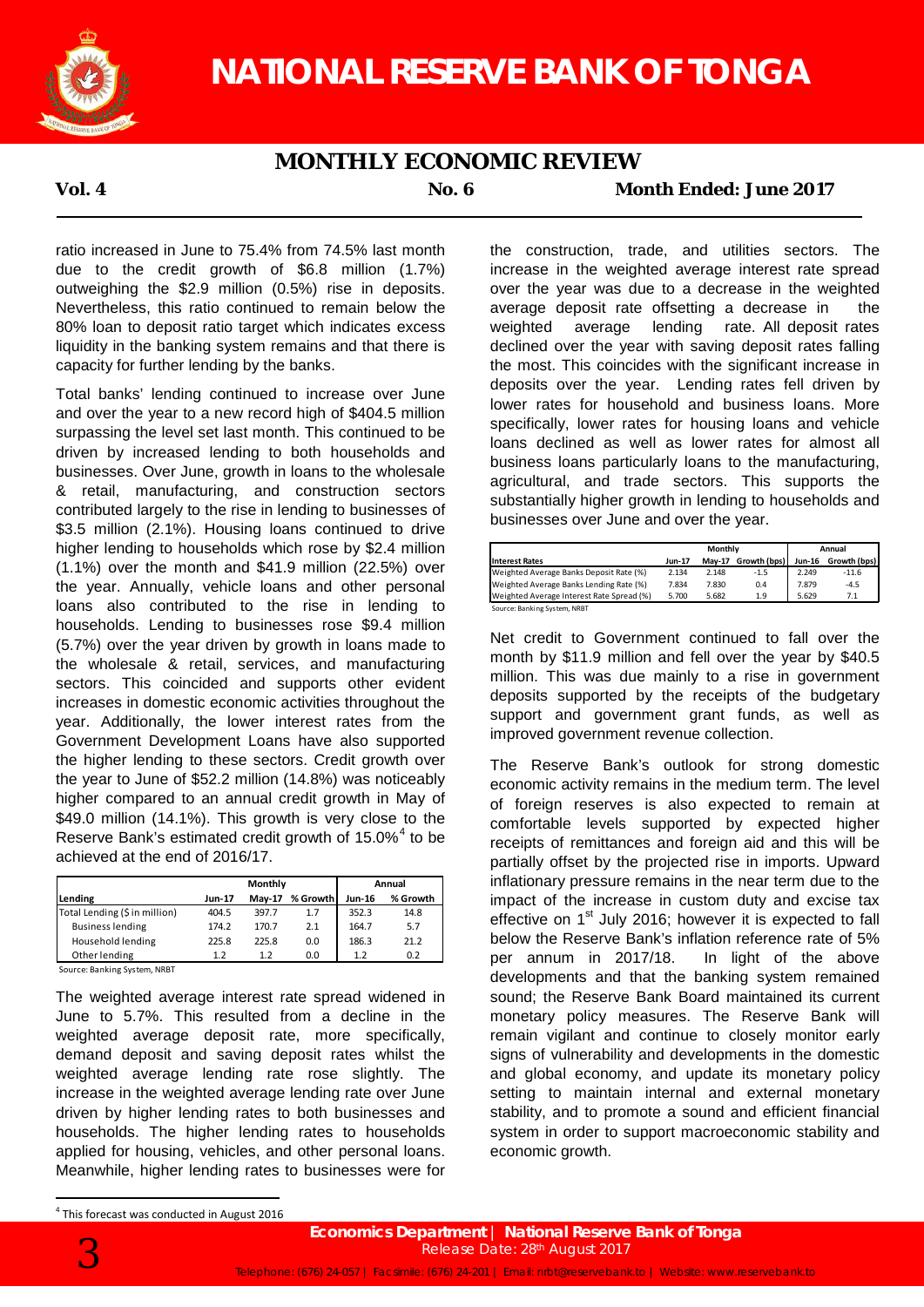ratio increased in June to 75.4% from 74.5% last month due to the credit growth of $6.8 million (1.7%) outweighing the $2.9 million (0.5%) rise in deposits. Nevertheless, this ratio continued to remain below the 80% loan to deposit ratio target which indicates excess liquidity in the banking system remains and that there is capacity for further lending by the banks.

Total banks' lending continued to increase over June and over the year to a new record high of $404.5 million surpassing the level set last month. This continued to be driven by increased lending to both households and businesses. Over June, growth in loans to the wholesale & retail, manufacturing, and construction sectors contributed largely to the rise in lending to businesses of $3.5 million (2.1%). Housing loans continued to drive higher lending to households which rose by $2.4 million (1.1%) over the month and $41.9 million (22.5%) over the year. Annually, vehicle loans and other personal loans also contributed to the rise in lending to households. Lending to businesses rose $9.4 million (5.7%) over the year driven by growth in loans made to the wholesale & retail, services, and manufacturing sectors. This coincided and supports other evident increases in domestic economic activities throughout the year. Additionally, the lower interest rates from the Government Development Loans have also supported the higher lending to these sectors. Credit growth over the year to June of $52.2 million (14.8%) was noticeably higher compared to an annual credit growth in May of $49.0 million (14.1%). This growth is very close to the Reserve Bank's estimated credit growth of 15.0%[4] to be achieved at the end of 2016/17.

| | Monthly | | | Annual | |
|---|---|---|---|---|---|
| Lending | Jun-17 | May-17 | % Growth | Jun-16 | % Growth |
| Total Lending ($ in million) | 404.5 | 397.7 | 1.7 | 352.3 | 14.8 |
| Business lending | 174.2 | 170.7 | 2.1 | 164.7 | 5.7 |
| Household lending | 225.8 | 225.8 | 0.0 | 186.3 | 21.2 |
| Other lending | 1.2 | 1.2 | 0.0 | 1.2 | 0.2 |

Source: Banking System, NRBT

The weighted average interest rate spread widened in June to 5.7%. This resulted from a decline in the weighted average deposit rate, more specifically, demand deposit and saving deposit rates whilst the weighted average lending rate rose slightly. The increase in the weighted average lending rate over June driven by higher lending rates to both businesses and households. The higher lending rates to households applied for housing, vehicles, and other personal loans. Meanwhile, higher lending rates to businesses were for the construction, trade, and utilities sectors. The increase in the weighted average interest rate spread over the year was due to a decrease in the weighted average deposit rate offsetting a decrease in the weighted average lending rate. All deposit rates declined over the year with saving deposit rates falling the most. This coincides with the significant increase in deposits over the year. Lending rates fell driven by lower rates for household and business loans. More specifically, lower rates for housing loans and vehicle loans declined as well as lower rates for almost all business loans particularly loans to the manufacturing, agricultural, and trade sectors. This supports the substantially higher growth in lending to households and businesses over June and over the year.

| | Monthly | | | Annual | |
|---|---|---|---|---|---|
| Interest Rates | Jun-17 | May-17 | Growth (bps) | Jun-16 | Growth (bps) |
| Weighted Average Banks Deposit Rate (%) | 2.134 | 2.148 | -1.5 | 2.249 | -11.6 |
| Weighted Average Banks Lending Rate (%) | 7.834 | 7.830 | 0.4 | 7.879 | -4.5 |
| Weighted Average Interest Rate Spread (%) | 5.700 | 5.682 | 1.9 | 5.629 | 7.1 |

Source: Banking System, NRBT

Net credit to Government continued to fall over the month by $11.9 million and fell over the year by $40.5 million. This was due mainly to a rise in government deposits supported by the receipts of the budgetary support and government grant funds, as well as improved government revenue collection.

The Reserve Bank's outlook for strong domestic economic activity remains in the medium term. The level of foreign reserves is also expected to remain at comfortable levels supported by expected higher receipts of remittances and foreign aid and this will be partially offset by the projected rise in imports. Upward inflationary pressure remains in the near term due to the impact of the increase in custom duty and excise tax effective on 1st July 2016; however it is expected to fall below the Reserve Bank's inflation reference rate of 5% per annum in 2017/18. In light of the above developments and that the banking system remained sound; the Reserve Bank Board maintained its current monetary policy measures. The Reserve Bank will remain vigilant and continue to closely monitor early signs of vulnerability and developments in the domestic and global economy, and update its monetary policy setting to maintain internal and external monetary stability, and to promote a sound and efficient financial system in order to support macroeconomic stability and economic growth.

[4] This forecast was conducted in August 2016